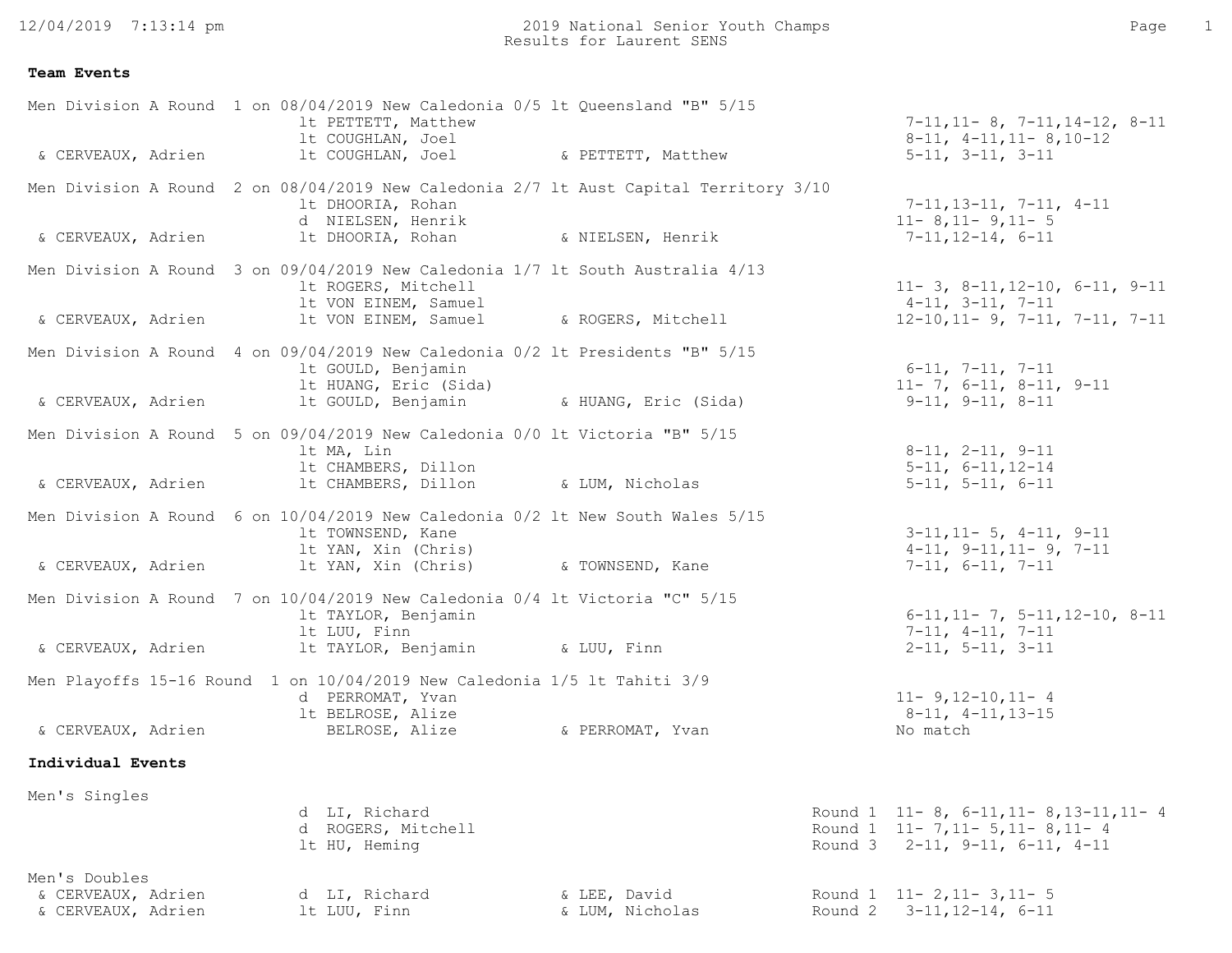2019 National Senior Youth Champs
Results for Laurent SENS

**Team Events**

Men Division A Round 1 on 08/04/2019 New Caledonia 0/5 lt Queensland "B" 5/15

| Partner | Result | Opponent | Opponent Partner | Scores |
|---|---|---|---|---|
| | lt PETTETT, Matthew | | | 7-11,11- 8, 7-11,14-12, 8-11 |
| | lt COUGHLAN, Joel | | | 8-11, 4-11,11- 8,10-12 |
| & CERVEAUX, Adrien | lt COUGHLAN, Joel | | & PETTETT, Matthew | 5-11, 3-11, 3-11 |

Men Division A Round 2 on 08/04/2019 New Caledonia 2/7 lt Aust Capital Territory 3/10

| Partner | Result | Opponent | Opponent Partner | Scores |
|---|---|---|---|---|
| | lt DHOORIA, Rohan | | | 7-11,13-11, 7-11, 4-11 |
| | d NIELSEN, Henrik | | | 11- 8,11- 9,11- 5 |
| & CERVEAUX, Adrien | lt DHOORIA, Rohan | | & NIELSEN, Henrik | 7-11,12-14, 6-11 |

Men Division A Round 3 on 09/04/2019 New Caledonia 1/7 lt South Australia 4/13

| Partner | Result | Opponent | Opponent Partner | Scores |
|---|---|---|---|---|
| | lt ROGERS, Mitchell | | | 11- 3, 8-11,12-10, 6-11, 9-11 |
| | lt VON EINEM, Samuel | | | 4-11, 3-11, 7-11 |
| & CERVEAUX, Adrien | lt VON EINEM, Samuel | | & ROGERS, Mitchell | 12-10,11- 9, 7-11, 7-11, 7-11 |

Men Division A Round 4 on 09/04/2019 New Caledonia 0/2 lt Presidents "B" 5/15

| Partner | Result | Opponent | Opponent Partner | Scores |
|---|---|---|---|---|
| | lt GOULD, Benjamin | | | 6-11, 7-11, 7-11 |
| | lt HUANG, Eric (Sida) | | | 11- 7, 6-11, 8-11, 9-11 |
| & CERVEAUX, Adrien | lt GOULD, Benjamin | | & HUANG, Eric (Sida) | 9-11, 9-11, 8-11 |

Men Division A Round 5 on 09/04/2019 New Caledonia 0/0 lt Victoria "B" 5/15

| Partner | Result | Opponent | Opponent Partner | Scores |
|---|---|---|---|---|
| | lt MA, Lin | | | 8-11, 2-11, 9-11 |
| | lt CHAMBERS, Dillon | | | 5-11, 6-11,12-14 |
| & CERVEAUX, Adrien | lt CHAMBERS, Dillon | | & LUM, Nicholas | 5-11, 5-11, 6-11 |

Men Division A Round 6 on 10/04/2019 New Caledonia 0/2 lt New South Wales 5/15

| Partner | Result | Opponent | Opponent Partner | Scores |
|---|---|---|---|---|
| | lt TOWNSEND, Kane | | | 3-11,11- 5, 4-11, 9-11 |
| | lt YAN, Xin (Chris) | | | 4-11, 9-11,11- 9, 7-11 |
| & CERVEAUX, Adrien | lt YAN, Xin (Chris) | | & TOWNSEND, Kane | 7-11, 6-11, 7-11 |

Men Division A Round 7 on 10/04/2019 New Caledonia 0/4 lt Victoria "C" 5/15

| Partner | Result | Opponent | Opponent Partner | Scores |
|---|---|---|---|---|
| | lt TAYLOR, Benjamin | | | 6-11,11- 7, 5-11,12-10, 8-11 |
| | lt LUU, Finn | | | 7-11, 4-11, 7-11 |
| & CERVEAUX, Adrien | lt TAYLOR, Benjamin | | & LUU, Finn | 2-11, 5-11, 3-11 |

Men Playoffs 15-16 Round 1 on 10/04/2019 New Caledonia 1/5 lt Tahiti 3/9

| Partner | Result | Opponent | Opponent Partner | Scores |
|---|---|---|---|---|
| | d PERROMAT, Yvan | | | 11- 9,12-10,11- 4 |
| | lt BELROSE, Alize | | | 8-11, 4-11,13-15 |
| & CERVEAUX, Adrien | BELROSE, Alize | | & PERROMAT, Yvan | No match |

**Individual Events**

Men's Singles

| Partner | Result | Opponent Partner | Round | Scores |
|---|---|---|---|---|
| | d LI, Richard | | Round 1 | 11- 8, 6-11,11- 8,13-11,11- 4 |
| | d ROGERS, Mitchell | | Round 1 | 11- 7,11- 5,11- 8,11- 4 |
| | lt HU, Heming | | Round 3 | 2-11, 9-11, 6-11, 4-11 |

Men's Doubles

| Partner | Result | Opponent Partner | Round | Scores |
|---|---|---|---|---|
| & CERVEAUX, Adrien | d LI, Richard | & LEE, David | Round 1 | 11- 2,11- 3,11- 5 |
| & CERVEAUX, Adrien | lt LUU, Finn | & LUM, Nicholas | Round 2 | 3-11,12-14, 6-11 |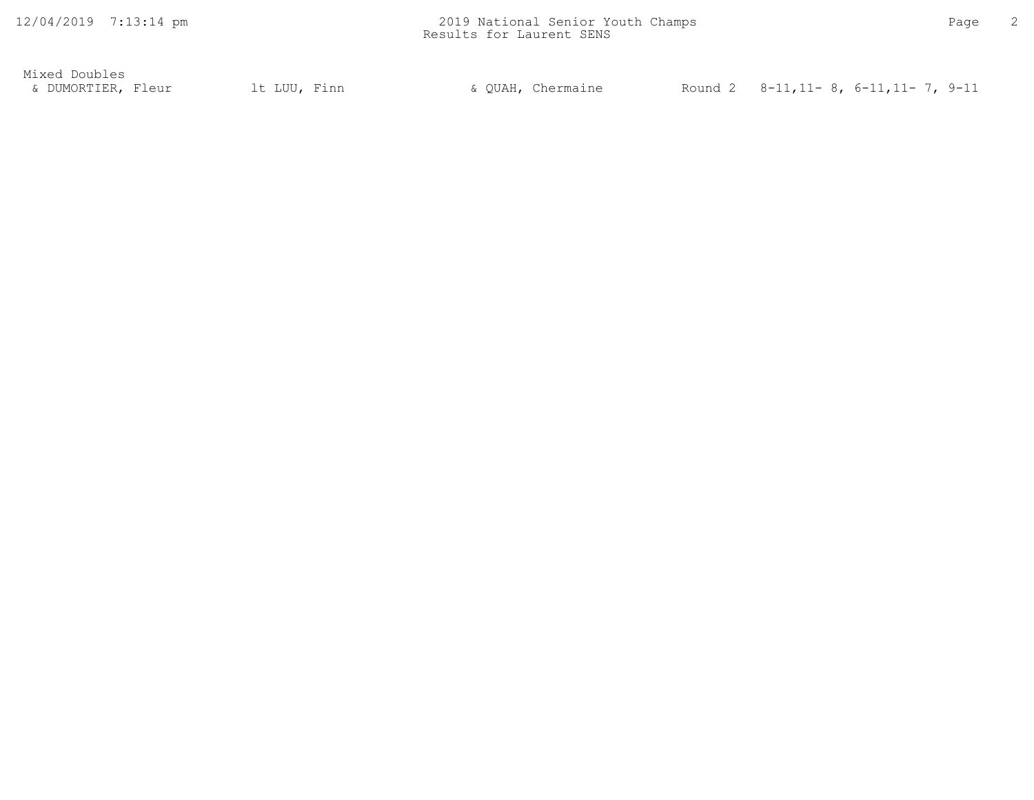Mixed Doubles

| | | | | |
|---|---|---|---|---|
| & DUMORTIER, Fleur | lt LUU, Finn | & QUAH, Chermaine | Round 2 | 8-11,11- 8, 6-11,11- 7, 9-11 |